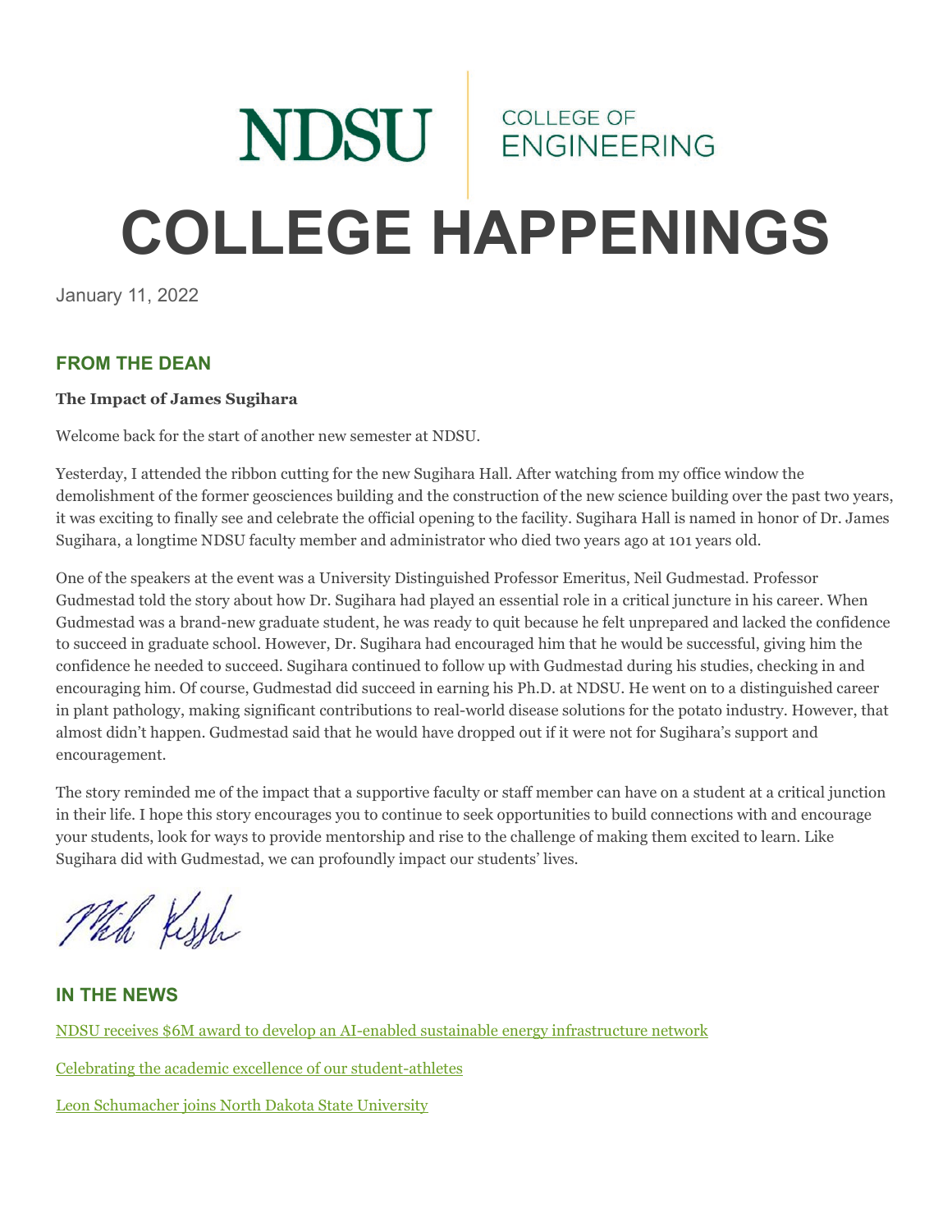NDSU | COLLEGE OF ENGINEERING

# COLLEGE HAPPENINGS

January 11, 2022

## FROM THE DEAN

**The Impact of James Sugihara**

Welcome back for the start of another new semester at NDSU.

Yesterday, I attended the ribbon cutting for the new Sugihara Hall. After watching from my office window the demolishment of the former geosciences building and the construction of the new science building over the past two years, it was exciting to finally see and celebrate the official opening to the facility. Sugihara Hall is named in honor of Dr. James Sugihara, a longtime NDSU faculty member and administrator who died two years ago at 101 years old.

One of the speakers at the event was a University Distinguished Professor Emeritus, Neil Gudmestad. Professor Gudmestad told the story about how Dr. Sugihara had played an essential role in a critical juncture in his career. When Gudmestad was a brand-new graduate student, he was ready to quit because he felt unprepared and lacked the confidence to succeed in graduate school. However, Dr. Sugihara had encouraged him that he would be successful, giving him the confidence he needed to succeed. Sugihara continued to follow up with Gudmestad during his studies, checking in and encouraging him. Of course, Gudmestad did succeed in earning his Ph.D. at NDSU. He went on to a distinguished career in plant pathology, making significant contributions to real-world disease solutions for the potato industry. However, that almost didn't happen. Gudmestad said that he would have dropped out if it were not for Sugihara's support and encouragement.

The story reminded me of the impact that a supportive faculty or staff member can have on a student at a critical junction in their life. I hope this story encourages you to continue to seek opportunities to build connections with and encourage your students, look for ways to provide mentorship and rise to the challenge of making them excited to learn. Like Sugihara did with Gudmestad, we can profoundly impact our students' lives.

*Mike Kessler*

## IN THE NEWS

NDSU receives $6M award to develop an AI-enabled sustainable energy infrastructure network

Celebrating the academic excellence of our student-athletes

Leon Schumacher joins North Dakota State University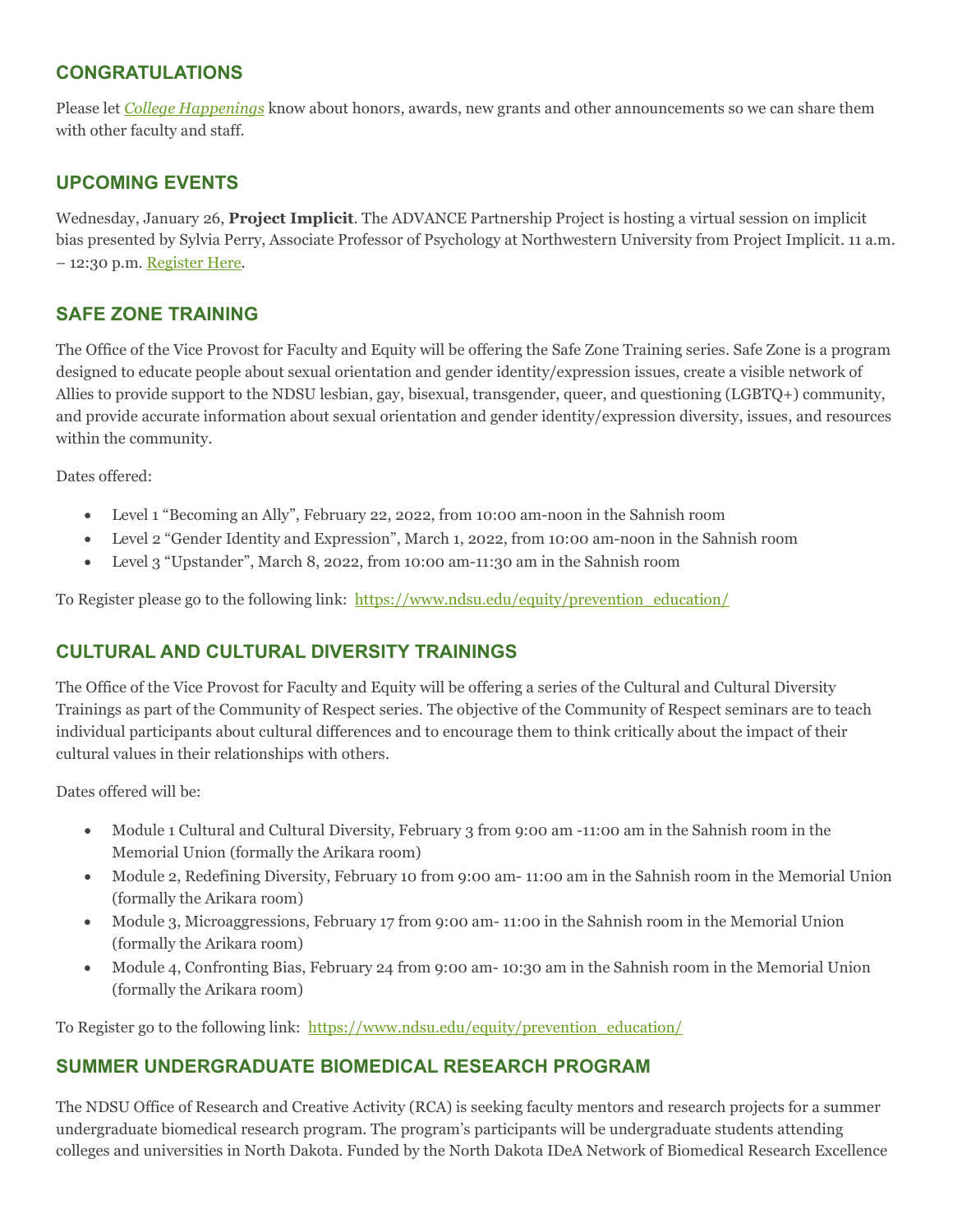## CONGRATULATIONS

Please let *College Happenings* know about honors, awards, new grants and other announcements so we can share them with other faculty and staff.

## UPCOMING EVENTS

Wednesday, January 26, **Project Implicit**. The ADVANCE Partnership Project is hosting a virtual session on implicit bias presented by Sylvia Perry, Associate Professor of Psychology at Northwestern University from Project Implicit. 11 a.m. – 12:30 p.m. Register Here.

## SAFE ZONE TRAINING

The Office of the Vice Provost for Faculty and Equity will be offering the Safe Zone Training series. Safe Zone is a program designed to educate people about sexual orientation and gender identity/expression issues, create a visible network of Allies to provide support to the NDSU lesbian, gay, bisexual, transgender, queer, and questioning (LGBTQ+) community, and provide accurate information about sexual orientation and gender identity/expression diversity, issues, and resources within the community.

Dates offered:

- Level 1 "Becoming an Ally", February 22, 2022, from 10:00 am-noon in the Sahnish room
- Level 2 "Gender Identity and Expression", March 1, 2022, from 10:00 am-noon in the Sahnish room
- Level 3 "Upstander", March 8, 2022, from 10:00 am-11:30 am in the Sahnish room

To Register please go to the following link: https://www.ndsu.edu/equity/prevention_education/

## CULTURAL AND CULTURAL DIVERSITY TRAININGS

The Office of the Vice Provost for Faculty and Equity will be offering a series of the Cultural and Cultural Diversity Trainings as part of the Community of Respect series. The objective of the Community of Respect seminars are to teach individual participants about cultural differences and to encourage them to think critically about the impact of their cultural values in their relationships with others.

Dates offered will be:

- Module 1 Cultural and Cultural Diversity, February 3 from 9:00 am -11:00 am in the Sahnish room in the Memorial Union (formally the Arikara room)
- Module 2, Redefining Diversity, February 10 from 9:00 am- 11:00 am in the Sahnish room in the Memorial Union (formally the Arikara room)
- Module 3, Microaggressions, February 17 from 9:00 am- 11:00 in the Sahnish room in the Memorial Union (formally the Arikara room)
- Module 4, Confronting Bias, February 24 from 9:00 am- 10:30 am in the Sahnish room in the Memorial Union (formally the Arikara room)

To Register go to the following link: https://www.ndsu.edu/equity/prevention_education/

## SUMMER UNDERGRADUATE BIOMEDICAL RESEARCH PROGRAM

The NDSU Office of Research and Creative Activity (RCA) is seeking faculty mentors and research projects for a summer undergraduate biomedical research program. The program's participants will be undergraduate students attending colleges and universities in North Dakota. Funded by the North Dakota IDeA Network of Biomedical Research Excellence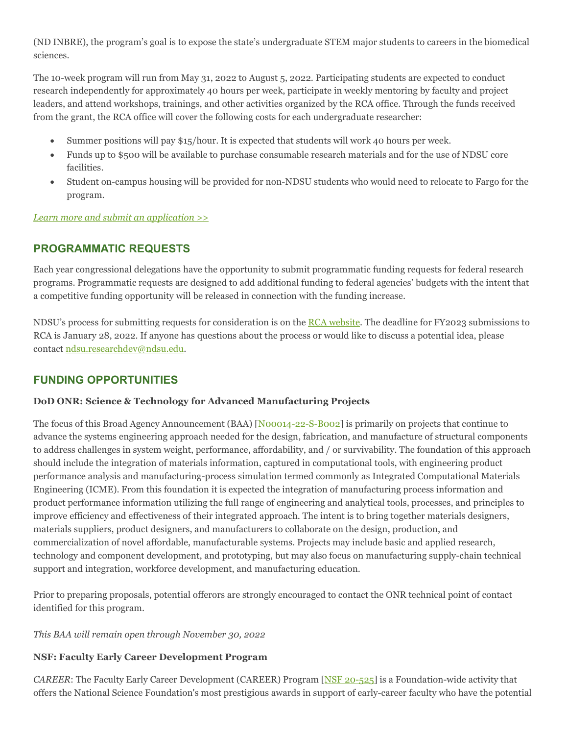(ND INBRE), the program's goal is to expose the state's undergraduate STEM major students to careers in the biomedical sciences.

The 10-week program will run from May 31, 2022 to August 5, 2022. Participating students are expected to conduct research independently for approximately 40 hours per week, participate in weekly mentoring by faculty and project leaders, and attend workshops, trainings, and other activities organized by the RCA office. Through the funds received from the grant, the RCA office will cover the following costs for each undergraduate researcher:

- Summer positions will pay $15/hour. It is expected that students will work 40 hours per week.
- Funds up to $500 will be available to purchase consumable research materials and for the use of NDSU core facilities.
- Student on-campus housing will be provided for non-NDSU students who would need to relocate to Fargo for the program.

*Learn more and submit an application >>*

## PROGRAMMATIC REQUESTS

Each year congressional delegations have the opportunity to submit programmatic funding requests for federal research programs. Programmatic requests are designed to add additional funding to federal agencies' budgets with the intent that a competitive funding opportunity will be released in connection with the funding increase.

NDSU's process for submitting requests for consideration is on the RCA website. The deadline for FY2023 submissions to RCA is January 28, 2022. If anyone has questions about the process or would like to discuss a potential idea, please contact ndsu.researchdev@ndsu.edu.

## FUNDING OPPORTUNITIES

**DoD ONR: Science & Technology for Advanced Manufacturing Projects**

The focus of this Broad Agency Announcement (BAA) [N00014-22-S-B002] is primarily on projects that continue to advance the systems engineering approach needed for the design, fabrication, and manufacture of structural components to address challenges in system weight, performance, affordability, and / or survivability. The foundation of this approach should include the integration of materials information, captured in computational tools, with engineering product performance analysis and manufacturing-process simulation termed commonly as Integrated Computational Materials Engineering (ICME). From this foundation it is expected the integration of manufacturing process information and product performance information utilizing the full range of engineering and analytical tools, processes, and principles to improve efficiency and effectiveness of their integrated approach. The intent is to bring together materials designers, materials suppliers, product designers, and manufacturers to collaborate on the design, production, and commercialization of novel affordable, manufacturable systems. Projects may include basic and applied research, technology and component development, and prototyping, but may also focus on manufacturing supply-chain technical support and integration, workforce development, and manufacturing education.

Prior to preparing proposals, potential offerors are strongly encouraged to contact the ONR technical point of contact identified for this program.

*This BAA will remain open through November 30, 2022*

**NSF: Faculty Early Career Development Program**

*CAREER*: The Faculty Early Career Development (CAREER) Program [NSF 20-525] is a Foundation-wide activity that offers the National Science Foundation's most prestigious awards in support of early-career faculty who have the potential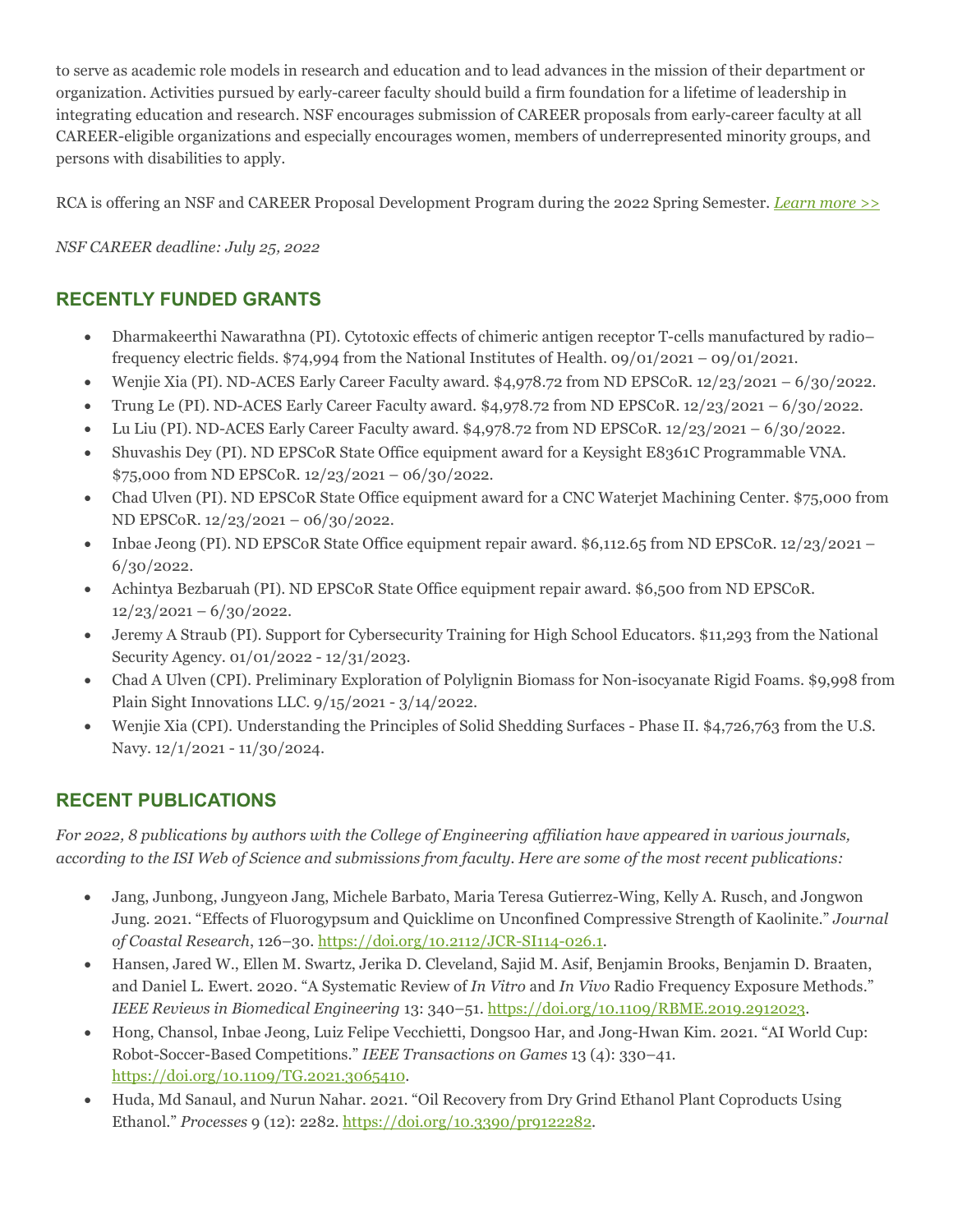to serve as academic role models in research and education and to lead advances in the mission of their department or organization. Activities pursued by early-career faculty should build a firm foundation for a lifetime of leadership in integrating education and research. NSF encourages submission of CAREER proposals from early-career faculty at all CAREER-eligible organizations and especially encourages women, members of underrepresented minority groups, and persons with disabilities to apply.

RCA is offering an NSF and CAREER Proposal Development Program during the 2022 Spring Semester. *[Learn more >>]*

*NSF CAREER deadline: July 25, 2022*

## RECENTLY FUNDED GRANTS

- Dharmakeerthi Nawarathna (PI). Cytotoxic effects of chimeric antigen receptor T-cells manufactured by radio–frequency electric fields. $74,994 from the National Institutes of Health. 09/01/2021 – 09/01/2021.
- Wenjie Xia (PI). ND-ACES Early Career Faculty award. $4,978.72 from ND EPSCoR. 12/23/2021 – 6/30/2022.
- Trung Le (PI). ND-ACES Early Career Faculty award. $4,978.72 from ND EPSCoR. 12/23/2021 – 6/30/2022.
- Lu Liu (PI). ND-ACES Early Career Faculty award. $4,978.72 from ND EPSCoR. 12/23/2021 – 6/30/2022.
- Shuvashis Dey (PI). ND EPSCoR State Office equipment award for a Keysight E8361C Programmable VNA. $75,000 from ND EPSCoR. 12/23/2021 – 06/30/2022.
- Chad Ulven (PI). ND EPSCoR State Office equipment award for a CNC Waterjet Machining Center. $75,000 from ND EPSCoR. 12/23/2021 – 06/30/2022.
- Inbae Jeong (PI). ND EPSCoR State Office equipment repair award. $6,112.65 from ND EPSCoR. 12/23/2021 – 6/30/2022.
- Achintya Bezbaruah (PI). ND EPSCoR State Office equipment repair award. $6,500 from ND EPSCoR. 12/23/2021 – 6/30/2022.
- Jeremy A Straub (PI). Support for Cybersecurity Training for High School Educators. $11,293 from the National Security Agency. 01/01/2022 - 12/31/2023.
- Chad A Ulven (CPI). Preliminary Exploration of Polylignin Biomass for Non-isocyanate Rigid Foams. $9,998 from Plain Sight Innovations LLC. 9/15/2021 - 3/14/2022.
- Wenjie Xia (CPI). Understanding the Principles of Solid Shedding Surfaces - Phase II. $4,726,763 from the U.S. Navy. 12/1/2021 - 11/30/2024.

## RECENT PUBLICATIONS

*For 2022, 8 publications by authors with the College of Engineering affiliation have appeared in various journals, according to the ISI Web of Science and submissions from faculty. Here are some of the most recent publications:*

- Jang, Junbong, Jungyeon Jang, Michele Barbato, Maria Teresa Gutierrez-Wing, Kelly A. Rusch, and Jongwon Jung. 2021. "Effects of Fluorogypsum and Quicklime on Unconfined Compressive Strength of Kaolinite." *Journal of Coastal Research*, 126–30. https://doi.org/10.2112/JCR-SI114-026.1.
- Hansen, Jared W., Ellen M. Swartz, Jerika D. Cleveland, Sajid M. Asif, Benjamin Brooks, Benjamin D. Braaten, and Daniel L. Ewert. 2020. "A Systematic Review of *In Vitro* and *In Vivo* Radio Frequency Exposure Methods." *IEEE Reviews in Biomedical Engineering* 13: 340–51. https://doi.org/10.1109/RBME.2019.2912023.
- Hong, Chansol, Inbae Jeong, Luiz Felipe Vecchietti, Dongsoo Har, and Jong-Hwan Kim. 2021. "AI World Cup: Robot-Soccer-Based Competitions." *IEEE Transactions on Games* 13 (4): 330–41. https://doi.org/10.1109/TG.2021.3065410.
- Huda, Md Sanaul, and Nurun Nahar. 2021. "Oil Recovery from Dry Grind Ethanol Plant Coproducts Using Ethanol." *Processes* 9 (12): 2282. https://doi.org/10.3390/pr9122282.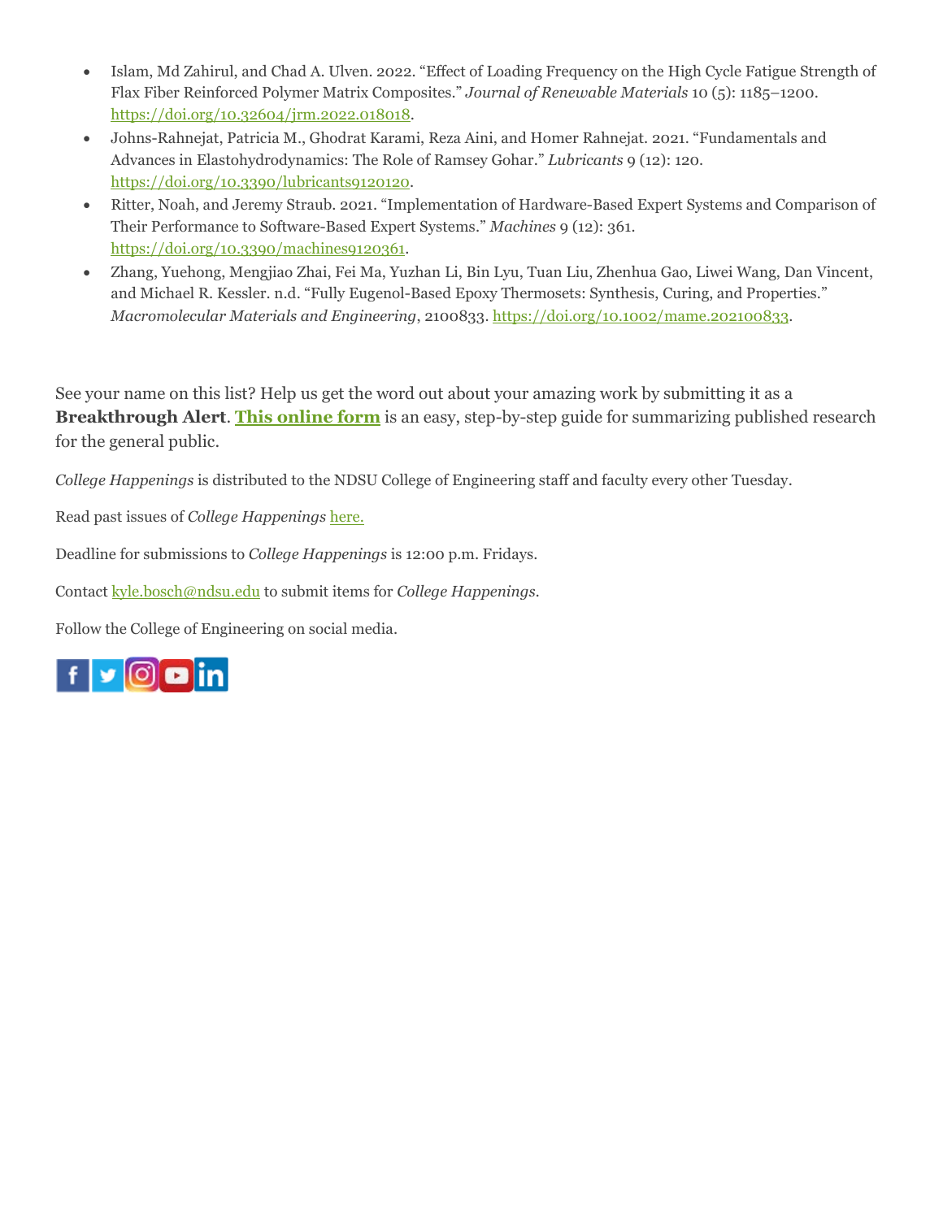- Islam, Md Zahirul, and Chad A. Ulven. 2022. "Effect of Loading Frequency on the High Cycle Fatigue Strength of Flax Fiber Reinforced Polymer Matrix Composites." *Journal of Renewable Materials* 10 (5): 1185–1200. https://doi.org/10.32604/jrm.2022.018018.
- Johns-Rahnejat, Patricia M., Ghodrat Karami, Reza Aini, and Homer Rahnejat. 2021. "Fundamentals and Advances in Elastohydrodynamics: The Role of Ramsey Gohar." *Lubricants* 9 (12): 120. https://doi.org/10.3390/lubricants9120120.
- Ritter, Noah, and Jeremy Straub. 2021. "Implementation of Hardware-Based Expert Systems and Comparison of Their Performance to Software-Based Expert Systems." *Machines* 9 (12): 361. https://doi.org/10.3390/machines9120361.
- Zhang, Yuehong, Mengjiao Zhai, Fei Ma, Yuzhan Li, Bin Lyu, Tuan Liu, Zhenhua Gao, Liwei Wang, Dan Vincent, and Michael R. Kessler. n.d. "Fully Eugenol-Based Epoxy Thermosets: Synthesis, Curing, and Properties." *Macromolecular Materials and Engineering*, 2100833. https://doi.org/10.1002/mame.202100833.

See your name on this list? Help us get the word out about your amazing work by submitting it as a **Breakthrough Alert**. **This online form** is an easy, step-by-step guide for summarizing published research for the general public.

*College Happenings* is distributed to the NDSU College of Engineering staff and faculty every other Tuesday.

Read past issues of *College Happenings* here.

Deadline for submissions to *College Happenings* is 12:00 p.m. Fridays.

Contact kyle.bosch@ndsu.edu to submit items for *College Happenings*.

Follow the College of Engineering on social media.